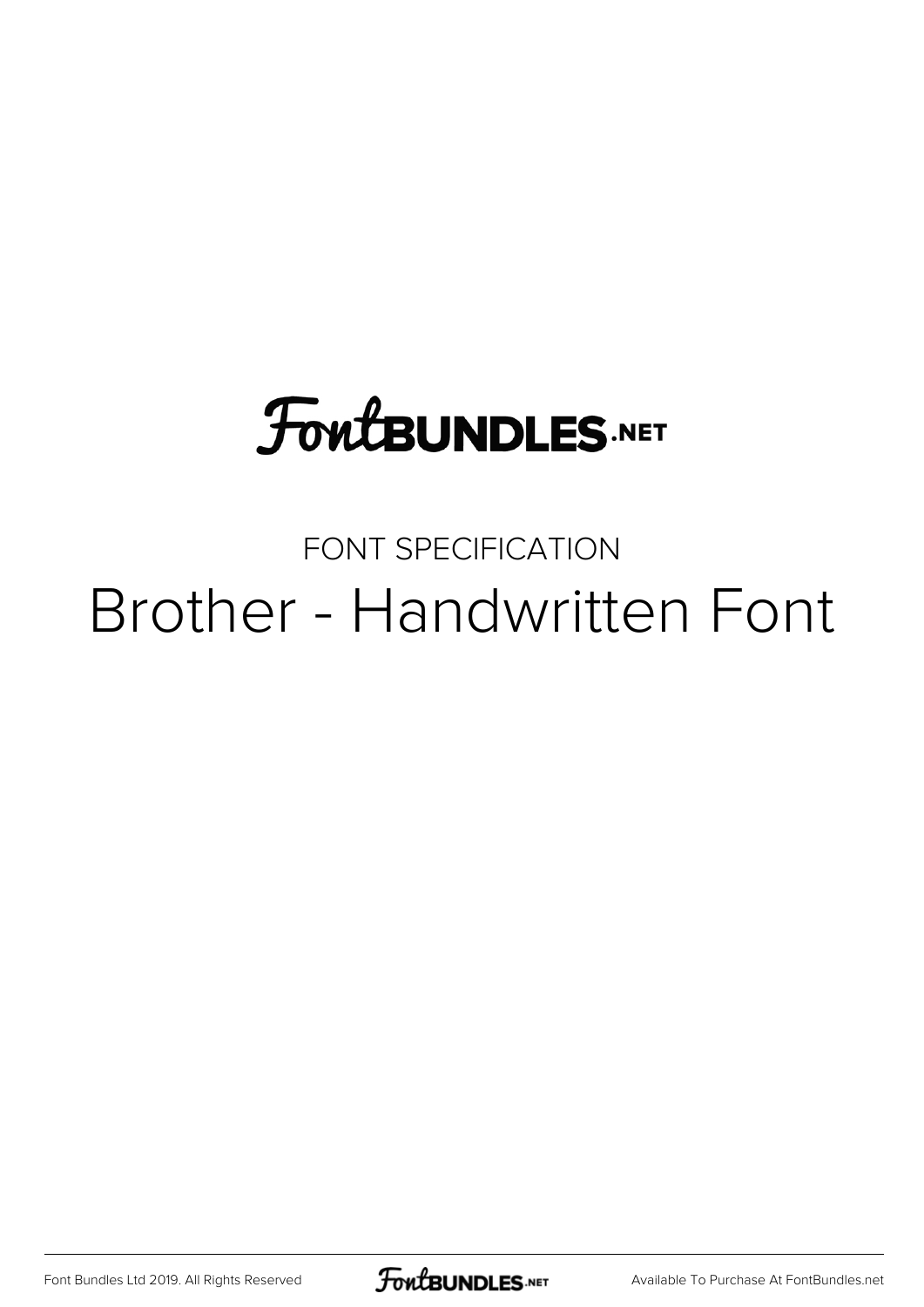FontBundles.net

FONT SPECIFICATION

# Brother - Handwritten Font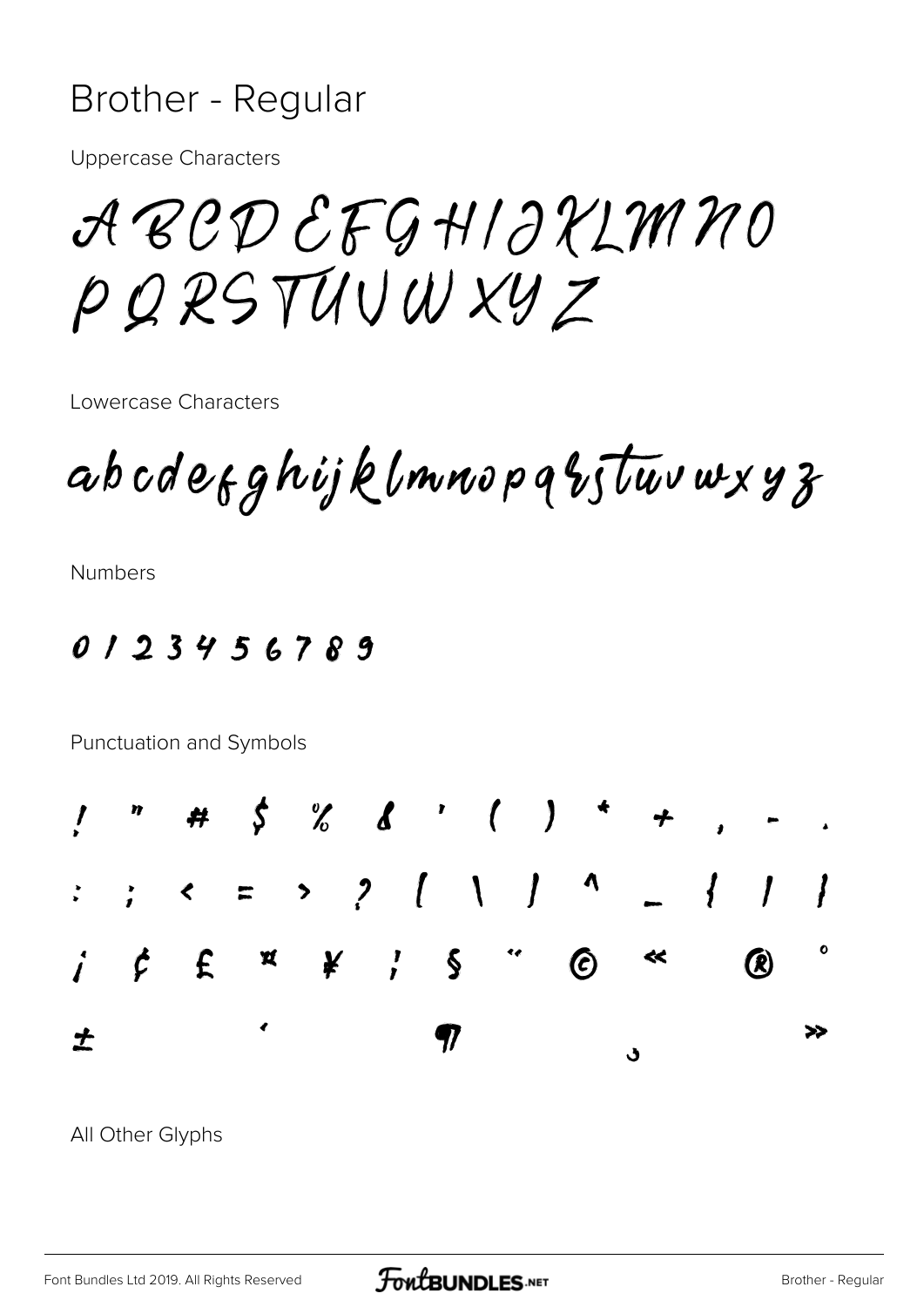# Brother - Regular

Uppercase Characters

ABCDEFGHIJKLMNO
PQRSTUVWXYZ

Lowercase Characters

abcdefghijklmnopqrstuvwxyz

Numbers

0 1 2 3 4 5 6 7 8 9

Punctuation and Symbols

! " # $ % & ' ( ) * + , - .
: ; < = > ? [ \ ] ^ _ { | }
¡ ¢ £ ¤ ¥ ¦ § ¨ © « ® °
± ´ ¶ ¸ »

All Other Glyphs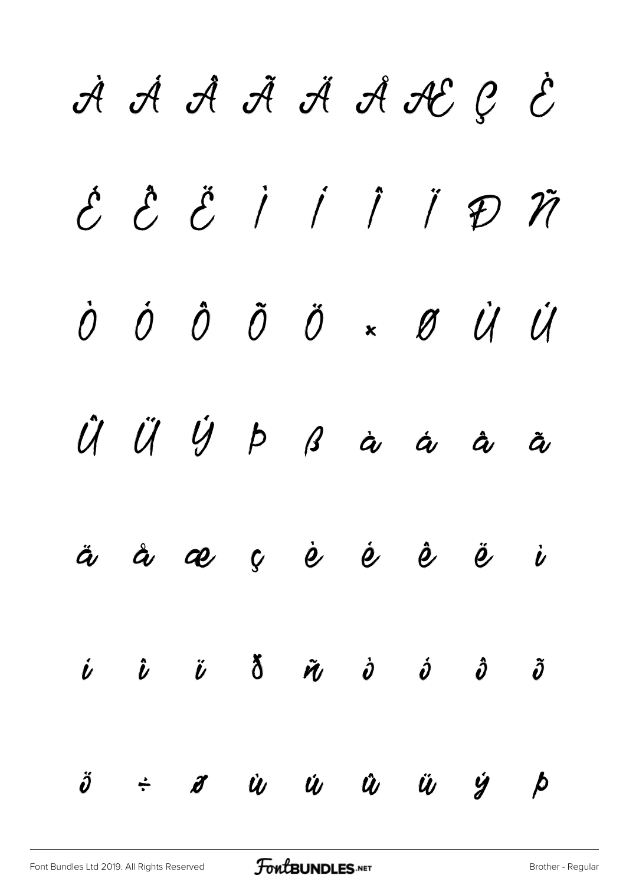À Á Â Ã Ä Å Æ Ç È

É Ê Ë Ì Í Î Ï Đ Ñ

Ò Ó Ô Õ Ö × Ø Ù Ú

Û Ü Ý Þ ß à á â ã

ä å æ ç è é ê ë ì

í î ï ð ñ ò ó ô õ

ö ÷ ø ù ú û ü ý þ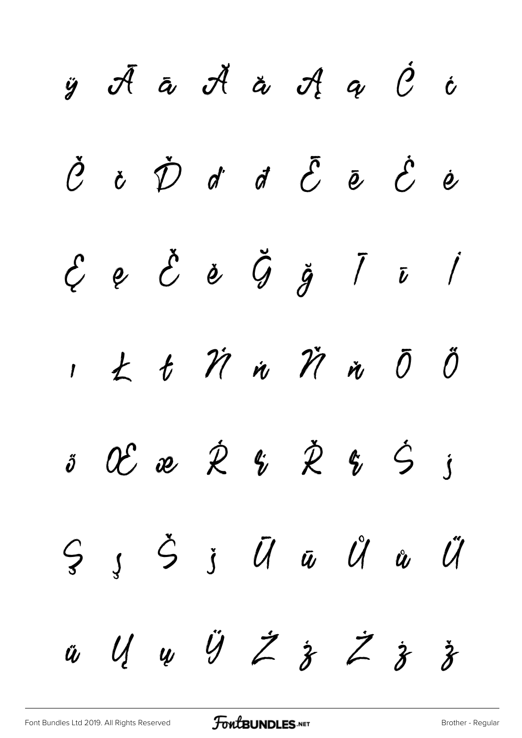ÿ Ā ā Ă ă Ą ą Ć ć

Č č Ď ď đ Ē ē Ė ė

Ę ę Ě ě Ğ ğ Ī ī İ

ı Ł ł Ń ń Ň ň Ō Ő

ő Œ œ Ŕ ŕ Ř ř Ś ś

Ş ş Š š Ū ū Ů ů Ű

ű Ų ų Ÿ Ź ź Ż ż ž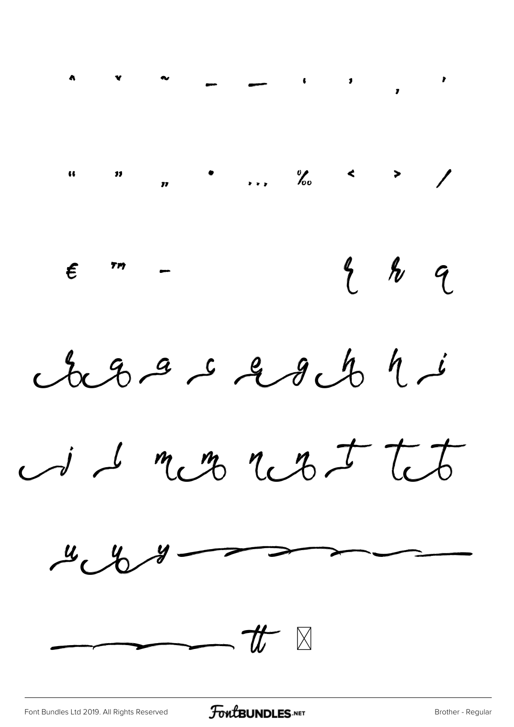^ ˇ ~ – — ‘ ’ ‚ ’

“ ” „ • … ‰ ‹ › ⁄

€ ™ -